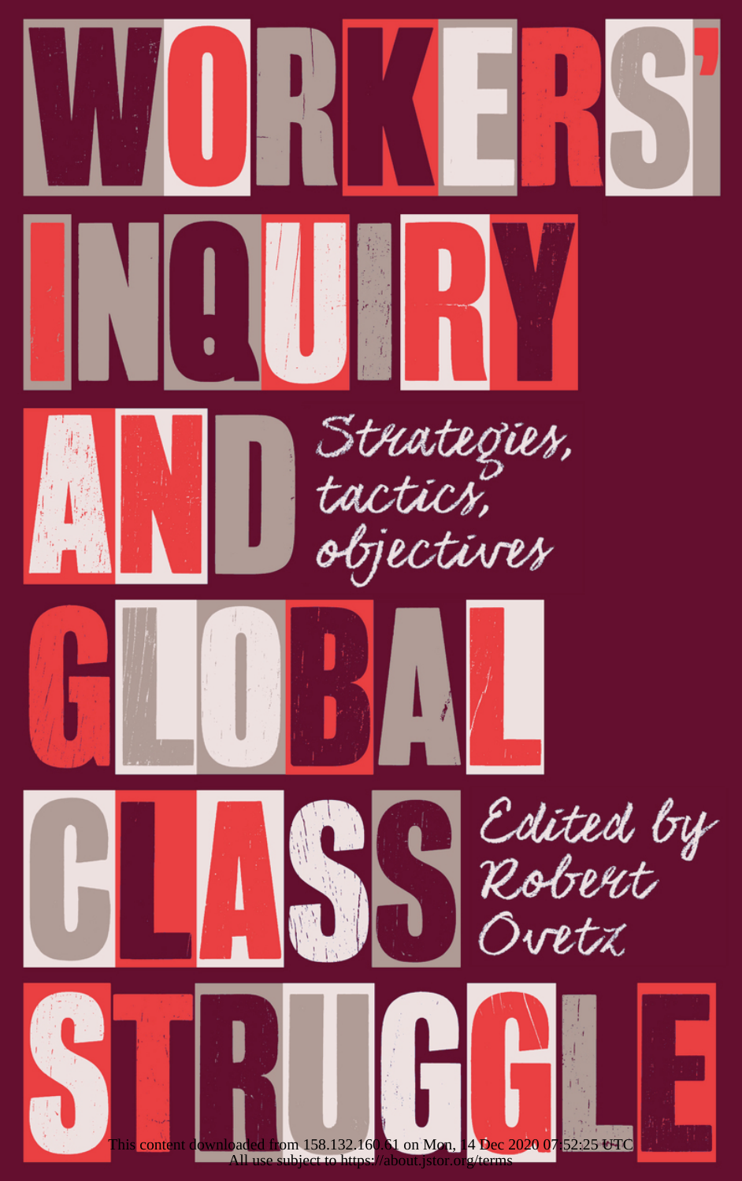# WORKERS' INQUIRY AND GLOBAL CLASS STRUGGLE

*Strategies, tactics, objectives*

*Edited by Robert Ovetz*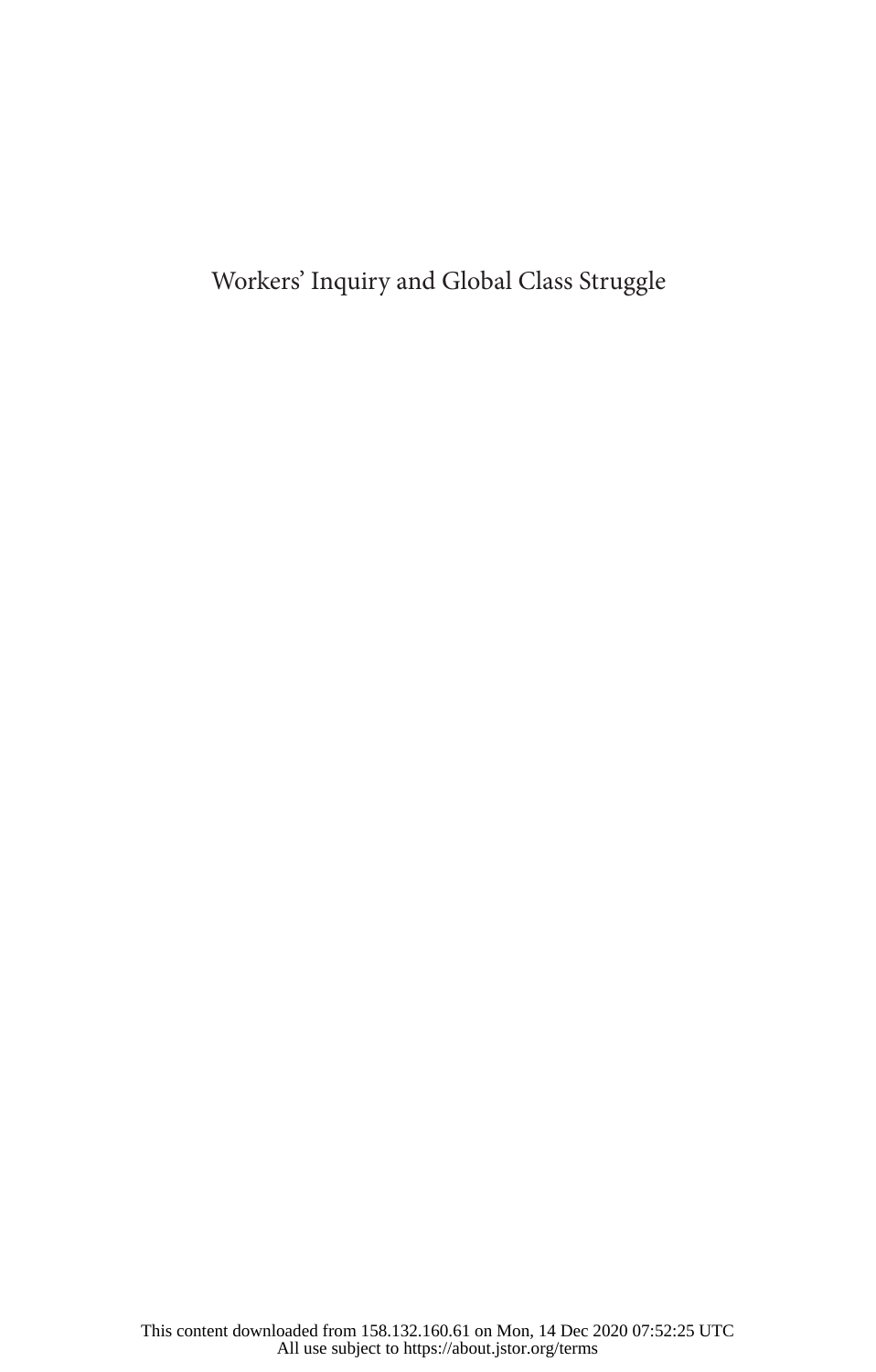Workers' Inquiry and Global Class Struggle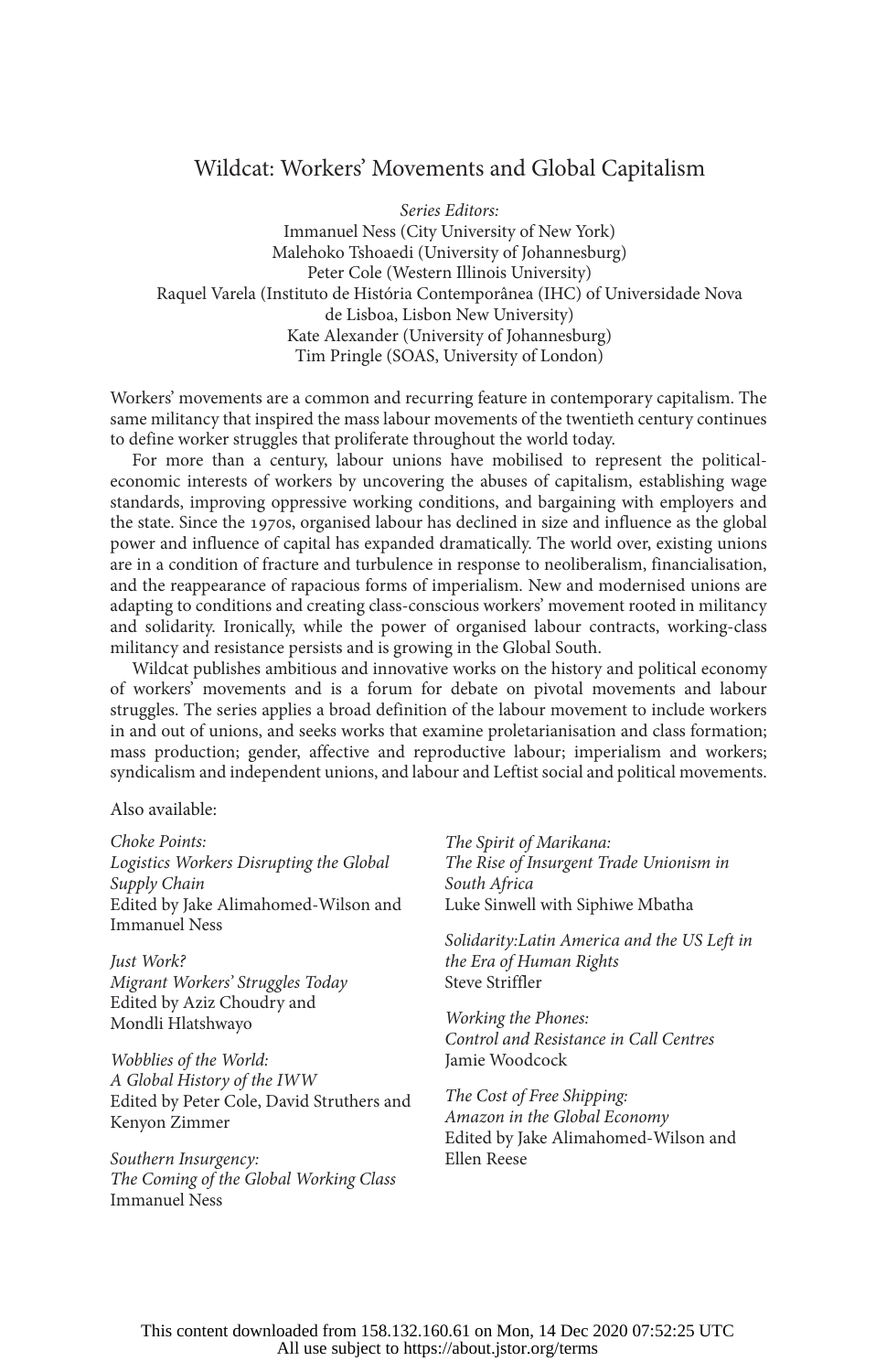# Wildcat: Workers' Movements and Global Capitalism

*Series Editors:*
Immanuel Ness (City University of New York)
Malehoko Tshoaedi (University of Johannesburg)
Peter Cole (Western Illinois University)
Raquel Varela (Instituto de História Contemporânea (IHC) of Universidade Nova de Lisboa, Lisbon New University)
Kate Alexander (University of Johannesburg)
Tim Pringle (SOAS, University of London)

Workers' movements are a common and recurring feature in contemporary capitalism. The same militancy that inspired the mass labour movements of the twentieth century continues to define worker struggles that proliferate throughout the world today.

For more than a century, labour unions have mobilised to represent the political-economic interests of workers by uncovering the abuses of capitalism, establishing wage standards, improving oppressive working conditions, and bargaining with employers and the state. Since the 1970s, organised labour has declined in size and influence as the global power and influence of capital has expanded dramatically. The world over, existing unions are in a condition of fracture and turbulence in response to neoliberalism, financialisation, and the reappearance of rapacious forms of imperialism. New and modernised unions are adapting to conditions and creating class-conscious workers' movement rooted in militancy and solidarity. Ironically, while the power of organised labour contracts, working-class militancy and resistance persists and is growing in the Global South.

Wildcat publishes ambitious and innovative works on the history and political economy of workers' movements and is a forum for debate on pivotal movements and labour struggles. The series applies a broad definition of the labour movement to include workers in and out of unions, and seeks works that examine proletarianisation and class formation; mass production; gender, affective and reproductive labour; imperialism and workers; syndicalism and independent unions, and labour and Leftist social and political movements.

Also available:

*Choke Points:*
*Logistics Workers Disrupting the Global Supply Chain*
Edited by Jake Alimahomed-Wilson and Immanuel Ness

*Just Work?*
*Migrant Workers' Struggles Today*
Edited by Aziz Choudry and Mondli Hlatshwayo

*Wobblies of the World:*
*A Global History of the IWW*
Edited by Peter Cole, David Struthers and Kenyon Zimmer

*Southern Insurgency:*
*The Coming of the Global Working Class*
Immanuel Ness

*The Spirit of Marikana:*
*The Rise of Insurgent Trade Unionism in South Africa*
Luke Sinwell with Siphiwe Mbatha

*Solidarity:Latin America and the US Left in the Era of Human Rights*
Steve Striffler

*Working the Phones:*
*Control and Resistance in Call Centres*
Jamie Woodcock

*The Cost of Free Shipping:*
*Amazon in the Global Economy*
Edited by Jake Alimahomed-Wilson and Ellen Reese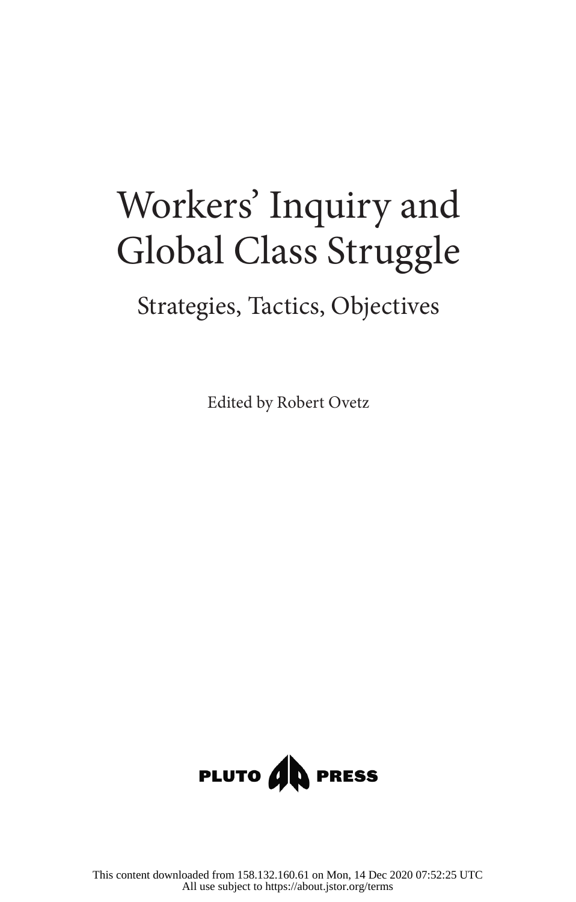# Workers' Inquiry and Global Class Struggle

## Strategies, Tactics, Objectives

Edited by Robert Ovetz

PLUTO PRESS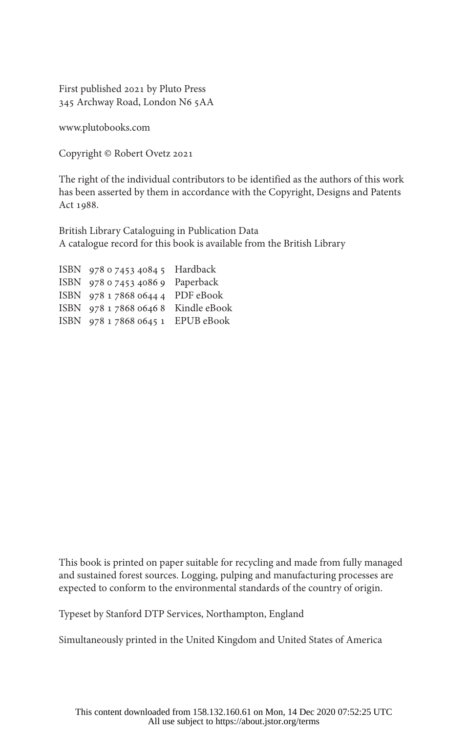First published 2021 by Pluto Press
345 Archway Road, London N6 5AA

www.plutobooks.com

Copyright © Robert Ovetz 2021

The right of the individual contributors to be identified as the authors of this work has been asserted by them in accordance with the Copyright, Designs and Patents Act 1988.

British Library Cataloguing in Publication Data
A catalogue record for this book is available from the British Library

ISBN 978 0 7453 4084 5 Hardback
ISBN 978 0 7453 4086 9 Paperback
ISBN 978 1 7868 0644 4 PDF eBook
ISBN 978 1 7868 0646 8 Kindle eBook
ISBN 978 1 7868 0645 1 EPUB eBook

This book is printed on paper suitable for recycling and made from fully managed and sustained forest sources. Logging, pulping and manufacturing processes are expected to conform to the environmental standards of the country of origin.

Typeset by Stanford DTP Services, Northampton, England

Simultaneously printed in the United Kingdom and United States of America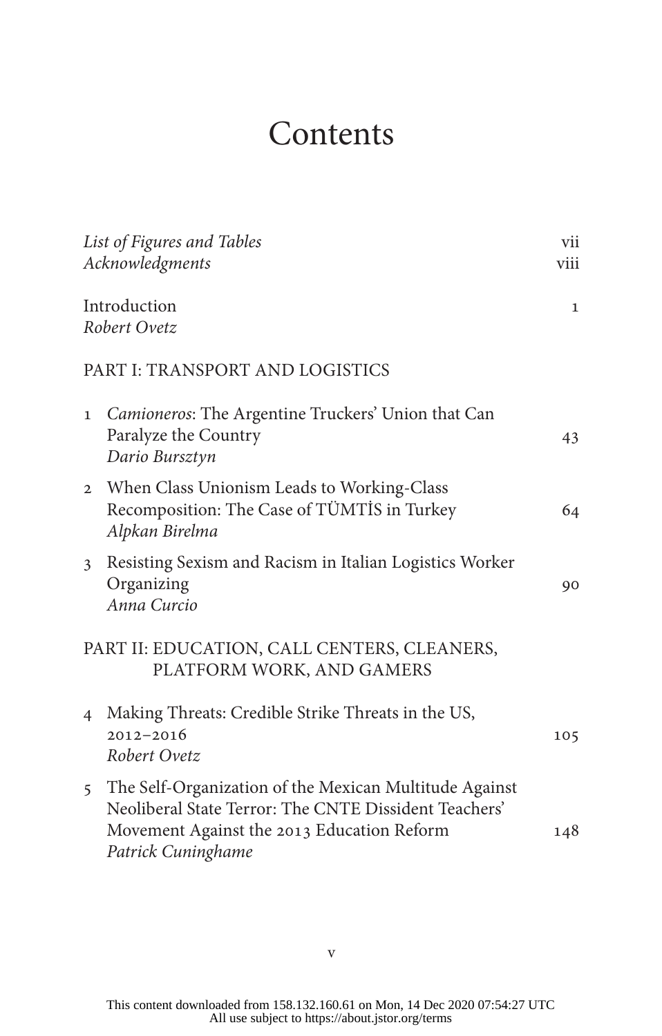# Contents

*List of Figures and Tables* vii
*Acknowledgments* viii

Introduction 1
*Robert Ovetz*

## PART I: TRANSPORT AND LOGISTICS

1 *Camioneros*: The Argentine Truckers' Union that Can Paralyze the Country 43
*Dario Bursztyn*

2 When Class Unionism Leads to Working-Class Recomposition: The Case of TÜMTİS in Turkey 64
*Alpkan Birelma*

3 Resisting Sexism and Racism in Italian Logistics Worker Organizing 90
*Anna Curcio*

## PART II: EDUCATION, CALL CENTERS, CLEANERS, PLATFORM WORK, AND GAMERS

4 Making Threats: Credible Strike Threats in the US, 2012–2016 105
*Robert Ovetz*

5 The Self-Organization of the Mexican Multitude Against Neoliberal State Terror: The CNTE Dissident Teachers' Movement Against the 2013 Education Reform 148
*Patrick Cuninghame*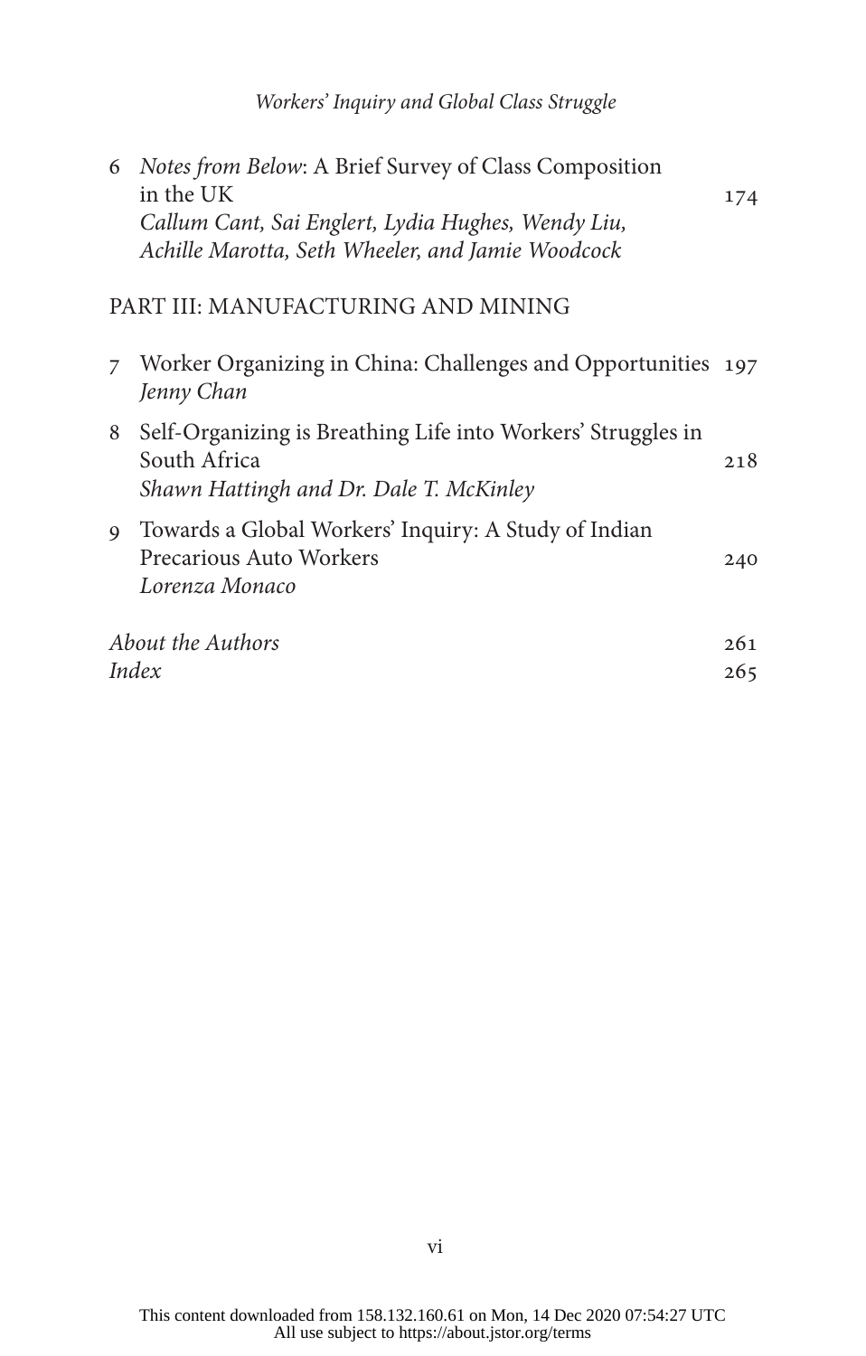6 *Notes from Below*: A Brief Survey of Class Composition in the UK — 174
*Callum Cant, Sai Englert, Lydia Hughes, Wendy Liu, Achille Marotta, Seth Wheeler, and Jamie Woodcock*

## PART III: MANUFACTURING AND MINING

7 Worker Organizing in China: Challenges and Opportunities — 197
*Jenny Chan*

8 Self-Organizing is Breathing Life into Workers' Struggles in South Africa — 218
*Shawn Hattingh and Dr. Dale T. McKinley*

9 Towards a Global Workers' Inquiry: A Study of Indian Precarious Auto Workers — 240
*Lorenza Monaco*

*About the Authors* — 261
*Index* — 265

This content downloaded from 158.132.160.61 on Mon, 14 Dec 2020 07:54:27 UTC
All use subject to https://about.jstor.org/terms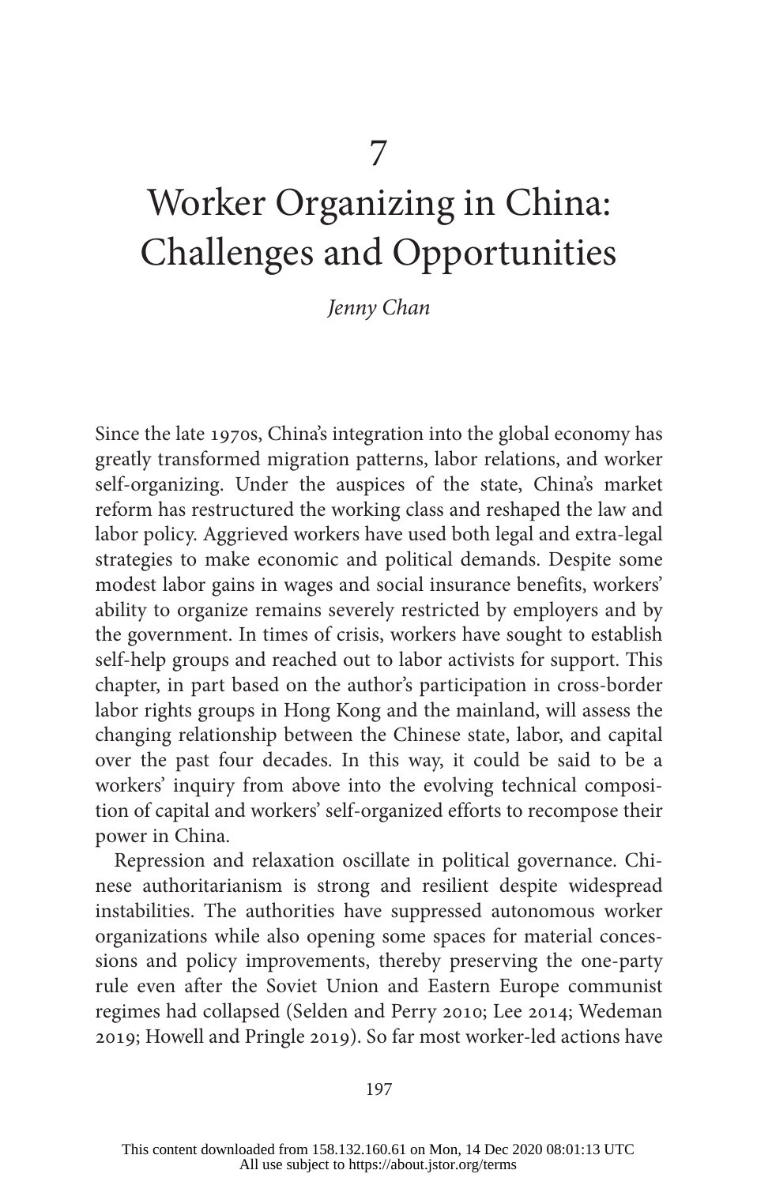# 7

# Worker Organizing in China: Challenges and Opportunities

*Jenny Chan*

Since the late 1970s, China's integration into the global economy has greatly transformed migration patterns, labor relations, and worker self-organizing. Under the auspices of the state, China's market reform has restructured the working class and reshaped the law and labor policy. Aggrieved workers have used both legal and extra-legal strategies to make economic and political demands. Despite some modest labor gains in wages and social insurance benefits, workers' ability to organize remains severely restricted by employers and by the government. In times of crisis, workers have sought to establish self-help groups and reached out to labor activists for support. This chapter, in part based on the author's participation in cross-border labor rights groups in Hong Kong and the mainland, will assess the changing relationship between the Chinese state, labor, and capital over the past four decades. In this way, it could be said to be a workers' inquiry from above into the evolving technical composition of capital and workers' self-organized efforts to recompose their power in China.

Repression and relaxation oscillate in political governance. Chinese authoritarianism is strong and resilient despite widespread instabilities. The authorities have suppressed autonomous worker organizations while also opening some spaces for material concessions and policy improvements, thereby preserving the one-party rule even after the Soviet Union and Eastern Europe communist regimes had collapsed (Selden and Perry 2010; Lee 2014; Wedeman 2019; Howell and Pringle 2019). So far most worker-led actions have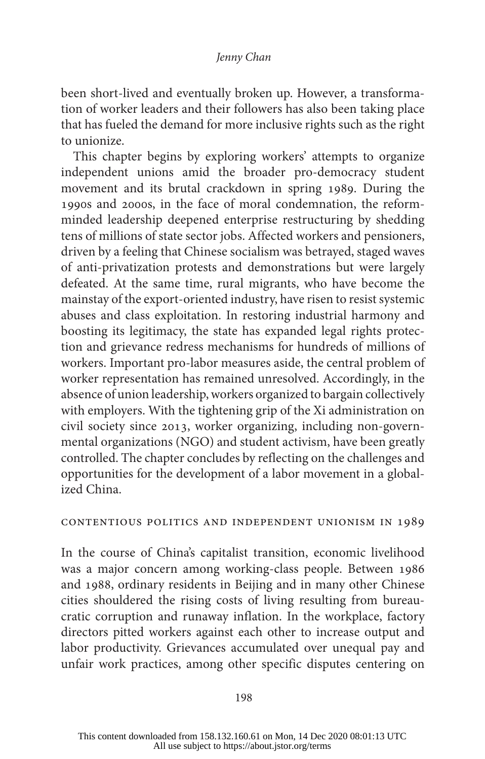been short-lived and eventually broken up. However, a transformation of worker leaders and their followers has also been taking place that has fueled the demand for more inclusive rights such as the right to unionize.

This chapter begins by exploring workers' attempts to organize independent unions amid the broader pro-democracy student movement and its brutal crackdown in spring 1989. During the 1990s and 2000s, in the face of moral condemnation, the reform-minded leadership deepened enterprise restructuring by shedding tens of millions of state sector jobs. Affected workers and pensioners, driven by a feeling that Chinese socialism was betrayed, staged waves of anti-privatization protests and demonstrations but were largely defeated. At the same time, rural migrants, who have become the mainstay of the export-oriented industry, have risen to resist systemic abuses and class exploitation. In restoring industrial harmony and boosting its legitimacy, the state has expanded legal rights protection and grievance redress mechanisms for hundreds of millions of workers. Important pro-labor measures aside, the central problem of worker representation has remained unresolved. Accordingly, in the absence of union leadership, workers organized to bargain collectively with employers. With the tightening grip of the Xi administration on civil society since 2013, worker organizing, including non-governmental organizations (NGO) and student activism, have been greatly controlled. The chapter concludes by reflecting on the challenges and opportunities for the development of a labor movement in a globalized China.

## CONTENTIOUS POLITICS AND INDEPENDENT UNIONISM IN 1989

In the course of China's capitalist transition, economic livelihood was a major concern among working-class people. Between 1986 and 1988, ordinary residents in Beijing and in many other Chinese cities shouldered the rising costs of living resulting from bureaucratic corruption and runaway inflation. In the workplace, factory directors pitted workers against each other to increase output and labor productivity. Grievances accumulated over unequal pay and unfair work practices, among other specific disputes centering on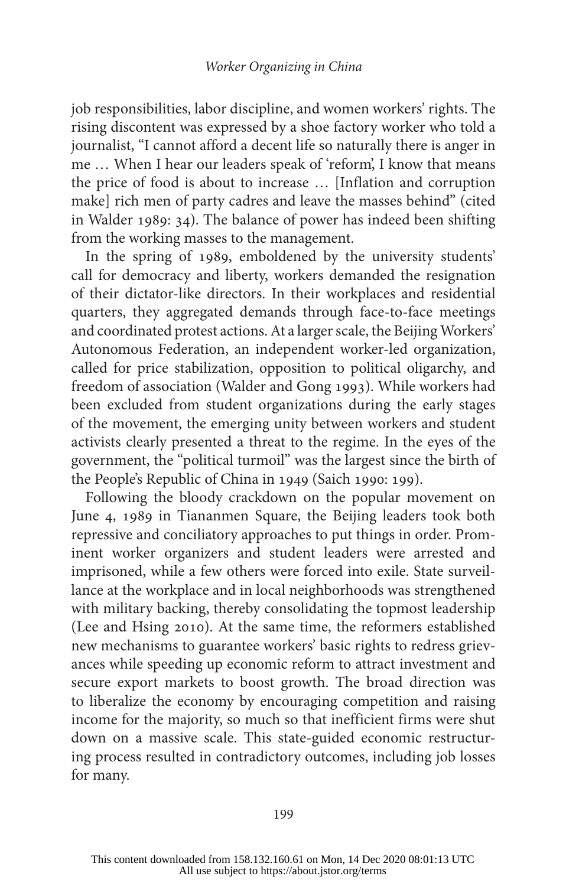job responsibilities, labor discipline, and women workers' rights. The rising discontent was expressed by a shoe factory worker who told a journalist, "I cannot afford a decent life so naturally there is anger in me … When I hear our leaders speak of 'reform', I know that means the price of food is about to increase … [Inflation and corruption make] rich men of party cadres and leave the masses behind" (cited in Walder 1989: 34). The balance of power has indeed been shifting from the working masses to the management.

In the spring of 1989, emboldened by the university students' call for democracy and liberty, workers demanded the resignation of their dictator-like directors. In their workplaces and residential quarters, they aggregated demands through face-to-face meetings and coordinated protest actions. At a larger scale, the Beijing Workers' Autonomous Federation, an independent worker-led organization, called for price stabilization, opposition to political oligarchy, and freedom of association (Walder and Gong 1993). While workers had been excluded from student organizations during the early stages of the movement, the emerging unity between workers and student activists clearly presented a threat to the regime. In the eyes of the government, the "political turmoil" was the largest since the birth of the People's Republic of China in 1949 (Saich 1990: 199).

Following the bloody crackdown on the popular movement on June 4, 1989 in Tiananmen Square, the Beijing leaders took both repressive and conciliatory approaches to put things in order. Prominent worker organizers and student leaders were arrested and imprisoned, while a few others were forced into exile. State surveillance at the workplace and in local neighborhoods was strengthened with military backing, thereby consolidating the topmost leadership (Lee and Hsing 2010). At the same time, the reformers established new mechanisms to guarantee workers' basic rights to redress grievances while speeding up economic reform to attract investment and secure export markets to boost growth. The broad direction was to liberalize the economy by encouraging competition and raising income for the majority, so much so that inefficient firms were shut down on a massive scale. This state-guided economic restructuring process resulted in contradictory outcomes, including job losses for many.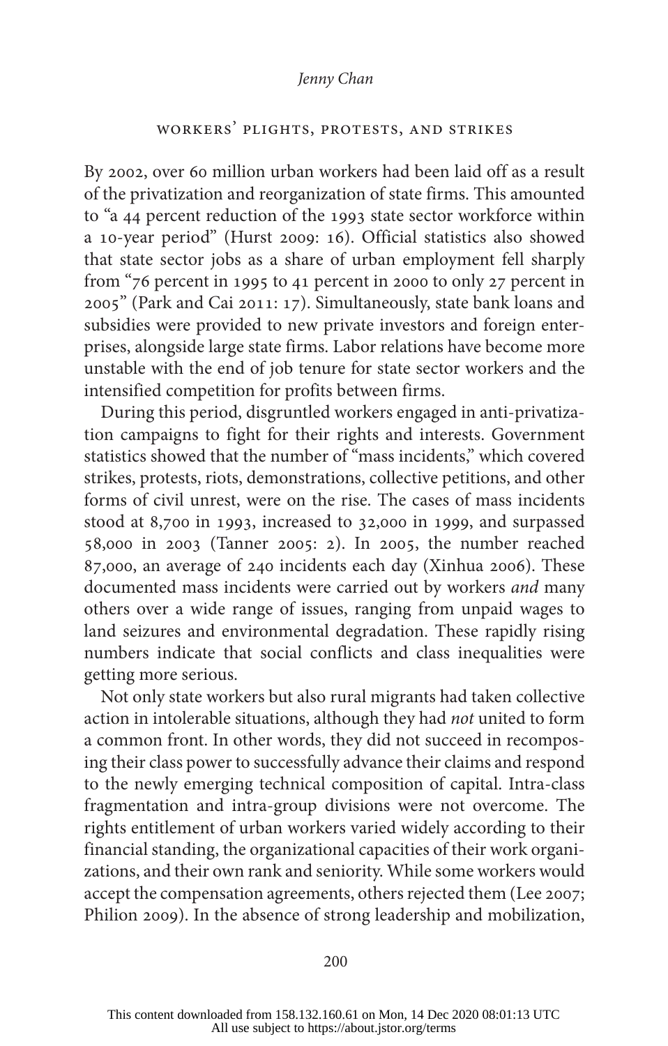## workers' plights, protests, and strikes

By 2002, over 60 million urban workers had been laid off as a result of the privatization and reorganization of state firms. This amounted to "a 44 percent reduction of the 1993 state sector workforce within a 10-year period" (Hurst 2009: 16). Official statistics also showed that state sector jobs as a share of urban employment fell sharply from "76 percent in 1995 to 41 percent in 2000 to only 27 percent in 2005" (Park and Cai 2011: 17). Simultaneously, state bank loans and subsidies were provided to new private investors and foreign enterprises, alongside large state firms. Labor relations have become more unstable with the end of job tenure for state sector workers and the intensified competition for profits between firms.

During this period, disgruntled workers engaged in anti-privatization campaigns to fight for their rights and interests. Government statistics showed that the number of "mass incidents," which covered strikes, protests, riots, demonstrations, collective petitions, and other forms of civil unrest, were on the rise. The cases of mass incidents stood at 8,700 in 1993, increased to 32,000 in 1999, and surpassed 58,000 in 2003 (Tanner 2005: 2). In 2005, the number reached 87,000, an average of 240 incidents each day (Xinhua 2006). These documented mass incidents were carried out by workers *and* many others over a wide range of issues, ranging from unpaid wages to land seizures and environmental degradation. These rapidly rising numbers indicate that social conflicts and class inequalities were getting more serious.

Not only state workers but also rural migrants had taken collective action in intolerable situations, although they had *not* united to form a common front. In other words, they did not succeed in recomposing their class power to successfully advance their claims and respond to the newly emerging technical composition of capital. Intra-class fragmentation and intra-group divisions were not overcome. The rights entitlement of urban workers varied widely according to their financial standing, the organizational capacities of their work organizations, and their own rank and seniority. While some workers would accept the compensation agreements, others rejected them (Lee 2007; Philion 2009). In the absence of strong leadership and mobilization,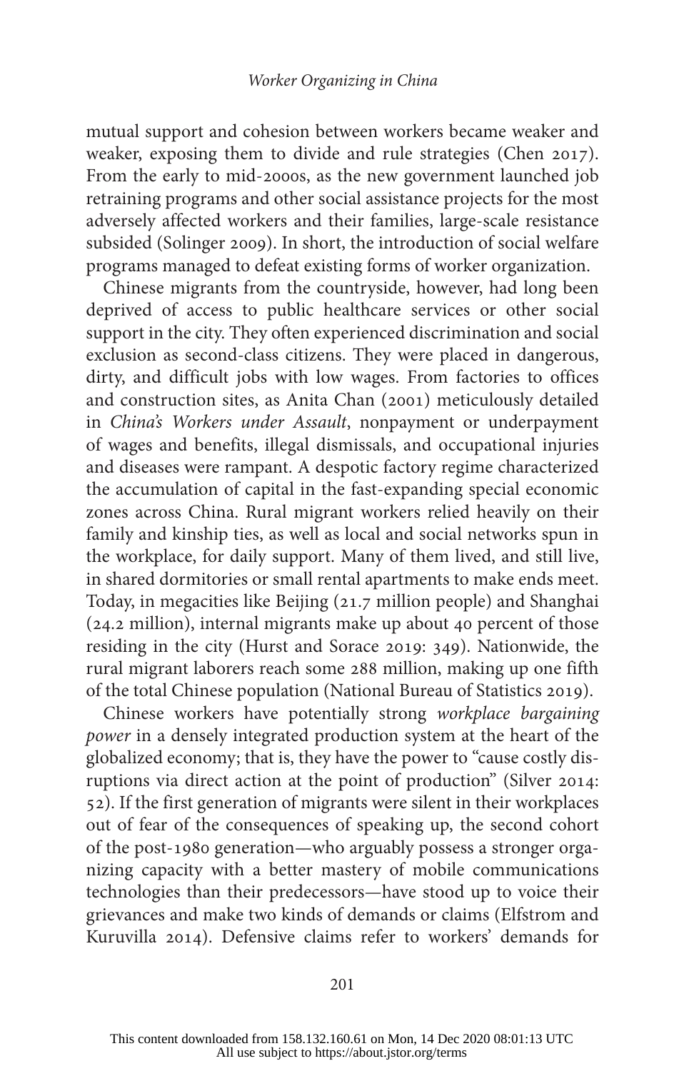mutual support and cohesion between workers became weaker and weaker, exposing them to divide and rule strategies (Chen 2017). From the early to mid-2000s, as the new government launched job retraining programs and other social assistance projects for the most adversely affected workers and their families, large-scale resistance subsided (Solinger 2009). In short, the introduction of social welfare programs managed to defeat existing forms of worker organization.

Chinese migrants from the countryside, however, had long been deprived of access to public healthcare services or other social support in the city. They often experienced discrimination and social exclusion as second-class citizens. They were placed in dangerous, dirty, and difficult jobs with low wages. From factories to offices and construction sites, as Anita Chan (2001) meticulously detailed in *China's Workers under Assault*, nonpayment or underpayment of wages and benefits, illegal dismissals, and occupational injuries and diseases were rampant. A despotic factory regime characterized the accumulation of capital in the fast-expanding special economic zones across China. Rural migrant workers relied heavily on their family and kinship ties, as well as local and social networks spun in the workplace, for daily support. Many of them lived, and still live, in shared dormitories or small rental apartments to make ends meet. Today, in megacities like Beijing (21.7 million people) and Shanghai (24.2 million), internal migrants make up about 40 percent of those residing in the city (Hurst and Sorace 2019: 349). Nationwide, the rural migrant laborers reach some 288 million, making up one fifth of the total Chinese population (National Bureau of Statistics 2019).

Chinese workers have potentially strong *workplace bargaining power* in a densely integrated production system at the heart of the globalized economy; that is, they have the power to "cause costly disruptions via direct action at the point of production" (Silver 2014: 52). If the first generation of migrants were silent in their workplaces out of fear of the consequences of speaking up, the second cohort of the post-1980 generation—who arguably possess a stronger organizing capacity with a better mastery of mobile communications technologies than their predecessors—have stood up to voice their grievances and make two kinds of demands or claims (Elfstrom and Kuruvilla 2014). Defensive claims refer to workers' demands for